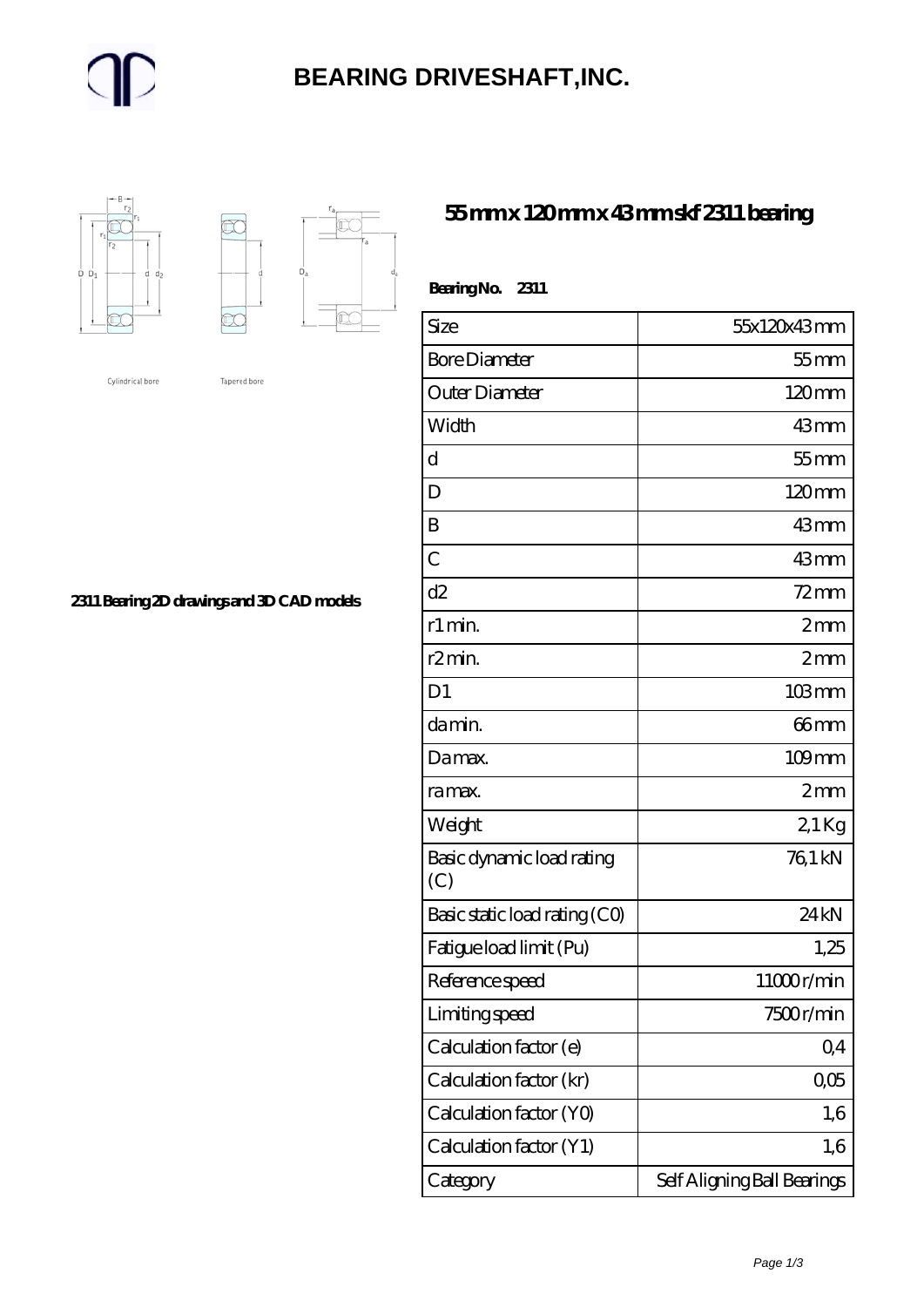# BEARING DRIVESHAFT,INC.

Cylindrical bore

Tapered bore

2311 Bearing 2D drawings and 3D CAD models

## 55 mm x 120 mm x 43 mm skf 2311 bearing

**Bearing No. 2311**

| Size | 55x120x43 mm |
|---|---|
| Bore Diameter | 55 mm |
| Outer Diameter | 120 mm |
| Width | 43 mm |
| d | 55 mm |
| D | 120 mm |
| B | 43 mm |
| C | 43 mm |
| d2 | 72 mm |
| r1 min. | 2 mm |
| r2 min. | 2 mm |
| D1 | 103 mm |
| da min. | 66 mm |
| Da max. | 109 mm |
| ra max. | 2 mm |
| Weight | 2,1 Kg |
| Basic dynamic load rating (C) | 76,1 kN |
| Basic static load rating (C0) | 24 kN |
| Fatigue load limit (Pu) | 1,25 |
| Reference speed | 11000 r/min |
| Limiting speed | 7500 r/min |
| Calculation factor (e) | 0,4 |
| Calculation factor (kr) | 0,05 |
| Calculation factor (Y0) | 1,6 |
| Calculation factor (Y1) | 1,6 |
| Category | Self Aligning Ball Bearings |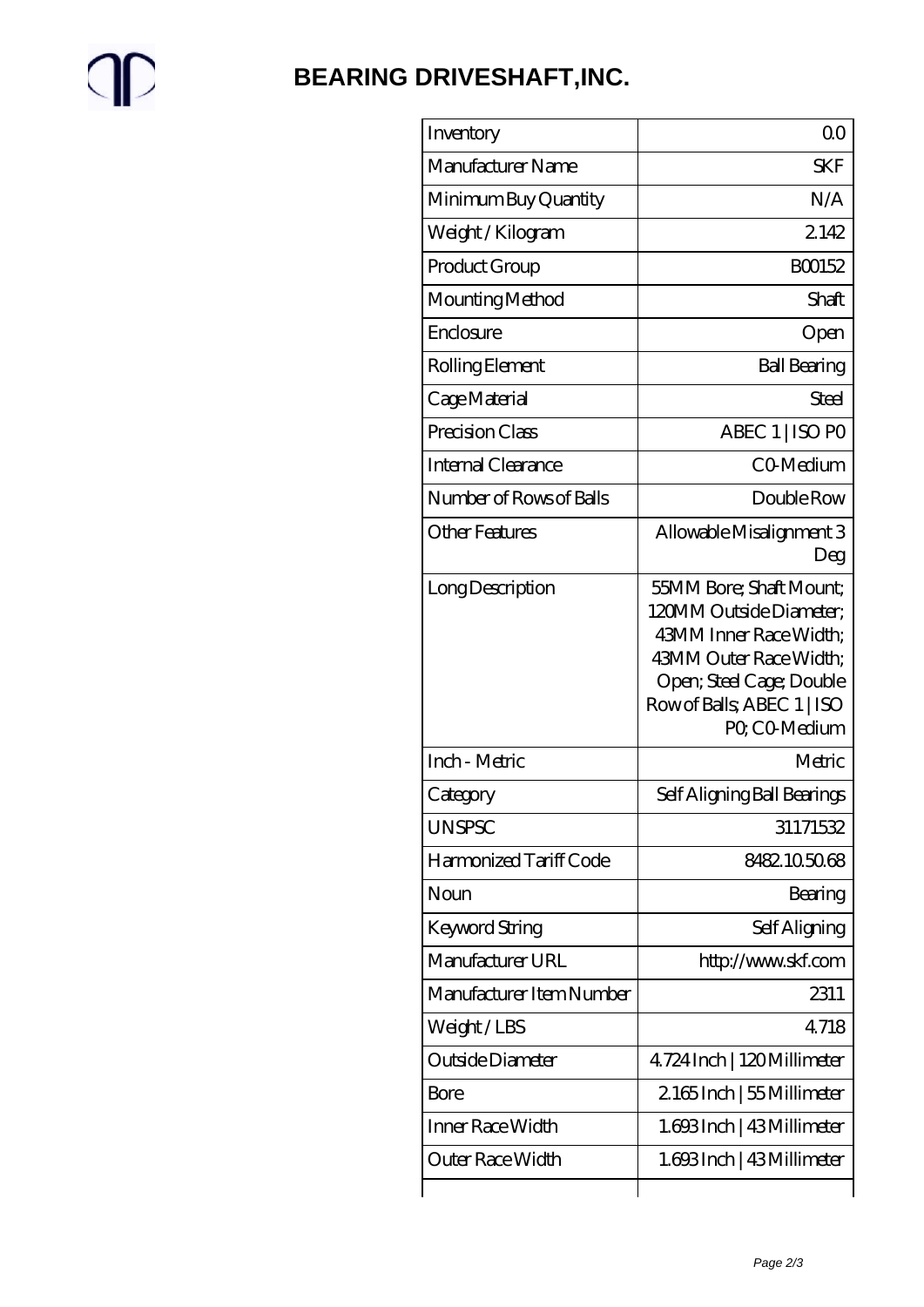# BEARING DRIVESHAFT,INC.

| Inventory | 0.0 |
|---|---|
| Manufacturer Name | SKF |
| Minimum Buy Quantity | N/A |
| Weight / Kilogram | 2.142 |
| Product Group | B00152 |
| Mounting Method | Shaft |
| Enclosure | Open |
| Rolling Element | Ball Bearing |
| Cage Material | Steel |
| Precision Class | ABEC 1 \| ISO P0 |
| Internal Clearance | C0-Medium |
| Number of Rows of Balls | Double Row |
| Other Features | Allowable Misalignment 3 Deg |
| Long Description | 55MM Bore; Shaft Mount; 120MM Outside Diameter; 43MM Inner Race Width; 43MM Outer Race Width; Open; Steel Cage; Double Row of Balls; ABEC 1 \| ISO P0; C0-Medium |
| Inch - Metric | Metric |
| Category | Self Aligning Ball Bearings |
| UNSPSC | 31171532 |
| Harmonized Tariff Code | 8482.10.50.68 |
| Noun | Bearing |
| Keyword String | Self Aligning |
| Manufacturer URL | http://www.skf.com |
| Manufacturer Item Number | 2311 |
| Weight / LBS | 4.718 |
| Outside Diameter | 4.724 Inch \| 120 Millimeter |
| Bore | 2.165 Inch \| 55 Millimeter |
| Inner Race Width | 1.693 Inch \| 43 Millimeter |
| Outer Race Width | 1.693 Inch \| 43 Millimeter |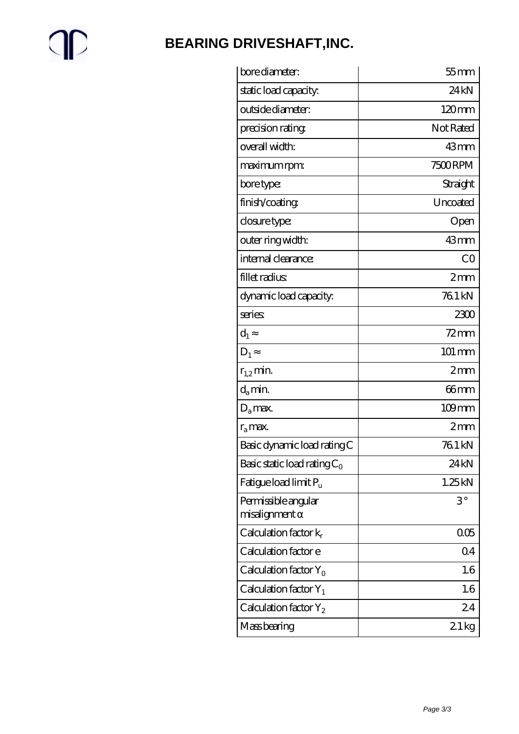# BEARING DRIVESHAFT,INC.

| | |
|---|---|
| bore diameter: | 55 mm |
| static load capacity: | 24 kN |
| outside diameter: | 120 mm |
| precision rating: | Not Rated |
| overall width: | 43 mm |
| maximum rpm: | 7500 RPM |
| bore type: | Straight |
| finish/coating: | Uncoated |
| closure type: | Open |
| outer ring width: | 43 mm |
| internal clearance: | C0 |
| fillet radius: | 2 mm |
| dynamic load capacity: | 76.1 kN |
| series: | 2300 |
| $d_1$ ≈ | 72 mm |
| $D_1$ ≈ | 101 mm |
| $r_{1,2}$ min. | 2 mm |
| $d_a$ min. | 66 mm |
| $D_a$ max. | 109 mm |
| $r_a$ max. | 2 mm |
| Basic dynamic load rating C | 76.1 kN |
| Basic static load rating $C_0$ | 24 kN |
| Fatigue load limit $P_u$ | 1.25 kN |
| Permissible angular misalignment α | 3 ° |
| Calculation factor $k_r$ | 0.05 |
| Calculation factor e | 0.4 |
| Calculation factor $Y_0$ | 1.6 |
| Calculation factor $Y_1$ | 1.6 |
| Calculation factor $Y_2$ | 2.4 |
| Mass bearing | 2.1 kg |